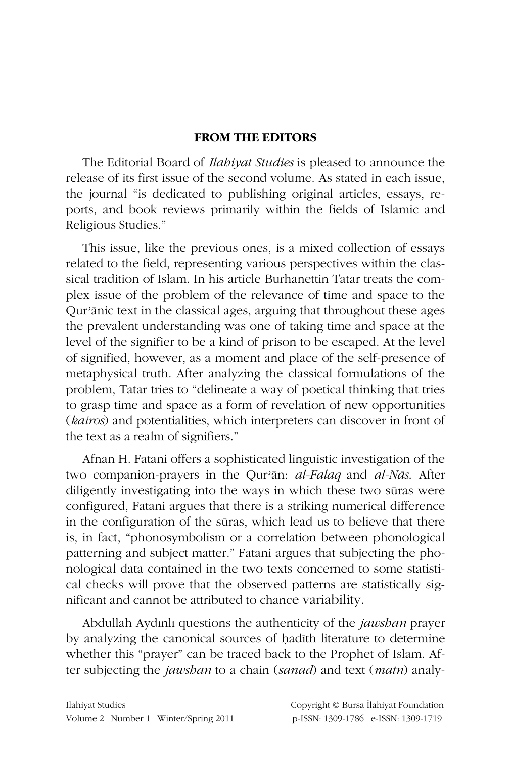## FROM THE EDITORS

The Editorial Board of *Ilahiyat Studies* is pleased to announce the release of its first issue of the second volume. As stated in each issue, the journal "is dedicated to publishing original articles, essays, reports, and book reviews primarily within the fields of Islamic and Religious Studies."

This issue, like the previous ones, is a mixed collection of essays related to the field, representing various perspectives within the classical tradition of Islam. In his article Burhanettin Tatar treats the complex issue of the problem of the relevance of time and space to the Qurʾānic text in the classical ages, arguing that throughout these ages the prevalent understanding was one of taking time and space at the level of the signifier to be a kind of prison to be escaped. At the level of signified, however, as a moment and place of the self-presence of metaphysical truth. After analyzing the classical formulations of the problem, Tatar tries to "delineate a way of poetical thinking that tries to grasp time and space as a form of revelation of new opportunities (*kairos*) and potentialities, which interpreters can discover in front of the text as a realm of signifiers."

Afnan H. Fatani offers a sophisticated linguistic investigation of the two companion-prayers in the Qurʾān: *al-Falaq* and *al-Nās*. After diligently investigating into the ways in which these two sūras were configured, Fatani argues that there is a striking numerical difference in the configuration of the sūras, which lead us to believe that there is, in fact, "phonosymbolism or a correlation between phonological patterning and subject matter." Fatani argues that subjecting the phonological data contained in the two texts concerned to some statistical checks will prove that the observed patterns are statistically significant and cannot be attributed to chance variability.

Abdullah Aydınlı questions the authenticity of the *jawshan* prayer by analyzing the canonical sources of ḥadīth literature to determine whether this "prayer" can be traced back to the Prophet of Islam. After subjecting the *jawshan* to a chain (*sanad*) and text (*matn*) analy-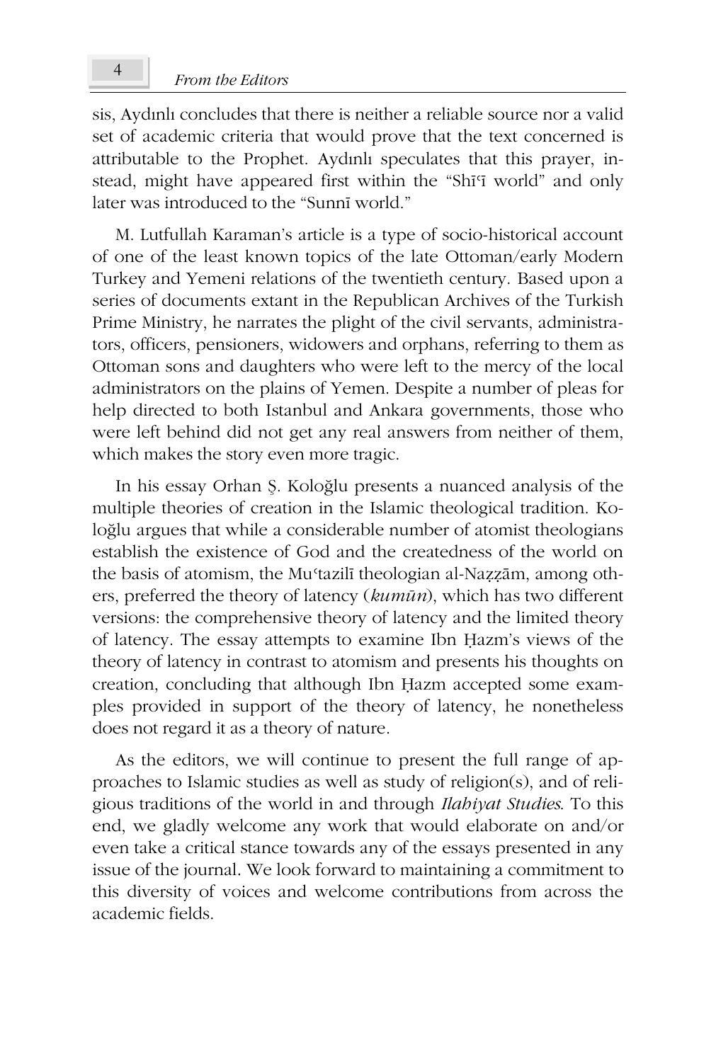sis, Aydınlı concludes that there is neither a reliable source nor a valid set of academic criteria that would prove that the text concerned is attributable to the Prophet. Aydınlı speculates that this prayer, instead, might have appeared first within the "Shīʿī world" and only later was introduced to the "Sunnī world."

M. Lutfullah Karaman's article is a type of socio-historical account of one of the least known topics of the late Ottoman/early Modern Turkey and Yemeni relations of the twentieth century. Based upon a series of documents extant in the Republican Archives of the Turkish Prime Ministry, he narrates the plight of the civil servants, administrators, officers, pensioners, widowers and orphans, referring to them as Ottoman sons and daughters who were left to the mercy of the local administrators on the plains of Yemen. Despite a number of pleas for help directed to both Istanbul and Ankara governments, those who were left behind did not get any real answers from neither of them, which makes the story even more tragic.

In his essay Orhan Ş. Koloğlu presents a nuanced analysis of the multiple theories of creation in the Islamic theological tradition. Koloğlu argues that while a considerable number of atomist theologians establish the existence of God and the createdness of the world on the basis of atomism, the Muʿtazilī theologian al-Naẓẓām, among others, preferred the theory of latency (*kumūn*), which has two different versions: the comprehensive theory of latency and the limited theory of latency. The essay attempts to examine Ibn Ḥazm's views of the theory of latency in contrast to atomism and presents his thoughts on creation, concluding that although Ibn Ḥazm accepted some examples provided in support of the theory of latency, he nonetheless does not regard it as a theory of nature.

As the editors, we will continue to present the full range of approaches to Islamic studies as well as study of religion(s), and of religious traditions of the world in and through *Ilahiyat Studies*. To this end, we gladly welcome any work that would elaborate on and/or even take a critical stance towards any of the essays presented in any issue of the journal. We look forward to maintaining a commitment to this diversity of voices and welcome contributions from across the academic fields.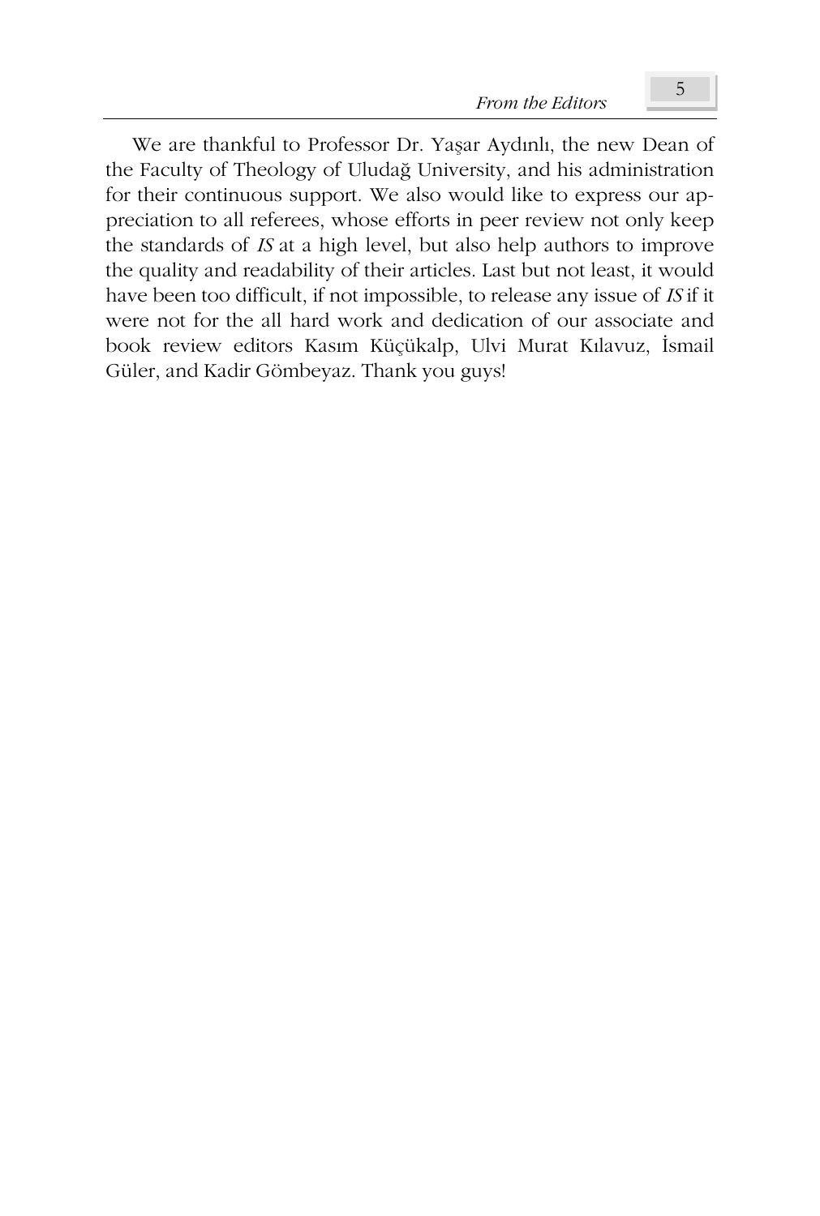We are thankful to Professor Dr. Yaşar Aydınlı, the new Dean of the Faculty of Theology of Uludağ University, and his administration for their continuous support. We also would like to express our appreciation to all referees, whose efforts in peer review not only keep the standards of *IS* at a high level, but also help authors to improve the quality and readability of their articles. Last but not least, it would have been too difficult, if not impossible, to release any issue of *IS* if it were not for the all hard work and dedication of our associate and book review editors Kasım Küçükalp, Ulvi Murat Kılavuz, İsmail Güler, and Kadir Gömbeyaz. Thank you guys!